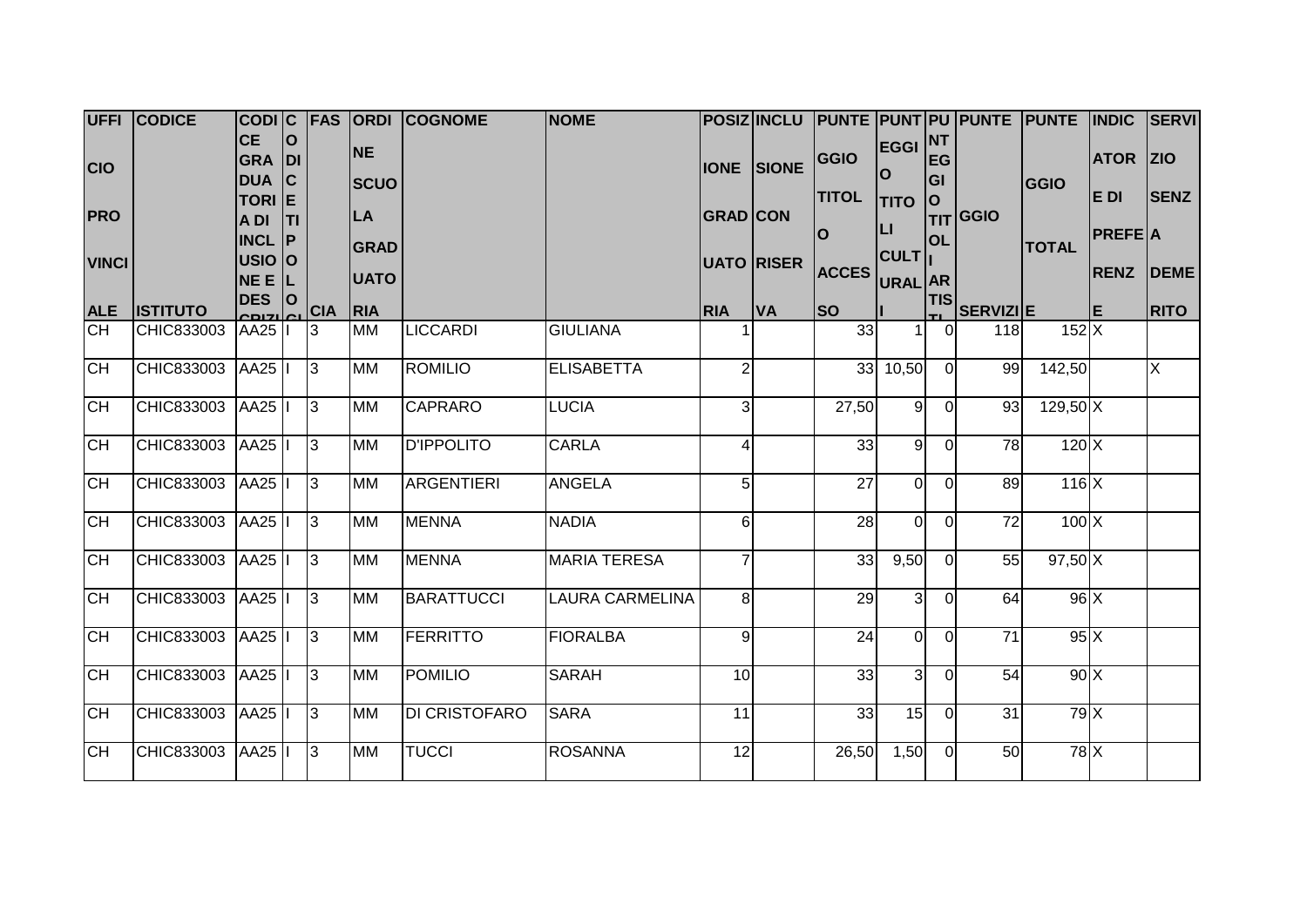| UFFICIO PROVINCIALE | CODICE ISTITUTO | CODICE GRADUATORIA DI INCLUSIONE E DESCRIZIONE | CODICE TIPOLOGIA | FASCIA | ORDINE SCUOLA GRADUATORIA | COGNOME | NOME | POSIZIONE GRADUATORIA | INCLUSIONE CON RISERVA | PUNTEGGIO TITOLO ACCESSO | PUNTEGGIO TITOLI CULTURALI | PUNTEGGIO TITOLI ARTISTICI | PUNTEGGIO SERVIZI | PUNTEGGIO TOTALE | INDICATORE DI PREFERENZE | SERVIZIO SENZA DEMERITO |
|---|---|---|---|---|---|---|---|---|---|---|---|---|---|---|---|---|
| CH | CHIC833003 | AA25 | I | 3 | MM | LICCARDI | GIULIANA | 1 | | 33 | 1 | 0 | 118 | 152 | X | |
| CH | CHIC833003 | AA25 | I | 3 | MM | ROMILIO | ELISABETTA | 2 | | 33 | 10,50 | 0 | 99 | 142,50 | | X |
| CH | CHIC833003 | AA25 | I | 3 | MM | CAPRARO | LUCIA | 3 | | 27,50 | 9 | 0 | 93 | 129,50 | X | |
| CH | CHIC833003 | AA25 | I | 3 | MM | D'IPPOLITO | CARLA | 4 | | 33 | 9 | 0 | 78 | 120 | X | |
| CH | CHIC833003 | AA25 | I | 3 | MM | ARGENTIERI | ANGELA | 5 | | 27 | 0 | 0 | 89 | 116 | X | |
| CH | CHIC833003 | AA25 | I | 3 | MM | MENNA | NADIA | 6 | | 28 | 0 | 0 | 72 | 100 | X | |
| CH | CHIC833003 | AA25 | I | 3 | MM | MENNA | MARIA TERESA | 7 | | 33 | 9,50 | 0 | 55 | 97,50 | X | |
| CH | CHIC833003 | AA25 | I | 3 | MM | BARATTUCCI | LAURA CARMELINA | 8 | | 29 | 3 | 0 | 64 | 96 | X | |
| CH | CHIC833003 | AA25 | I | 3 | MM | FERRITTO | FIORALBA | 9 | | 24 | 0 | 0 | 71 | 95 | X | |
| CH | CHIC833003 | AA25 | I | 3 | MM | POMILIO | SARAH | 10 | | 33 | 3 | 0 | 54 | 90 | X | |
| CH | CHIC833003 | AA25 | I | 3 | MM | DI CRISTOFARO | SARA | 11 | | 33 | 15 | 0 | 31 | 79 | X | |
| CH | CHIC833003 | AA25 | I | 3 | MM | TUCCI | ROSANNA | 12 | | 26,50 | 1,50 | 0 | 50 | 78 | X | |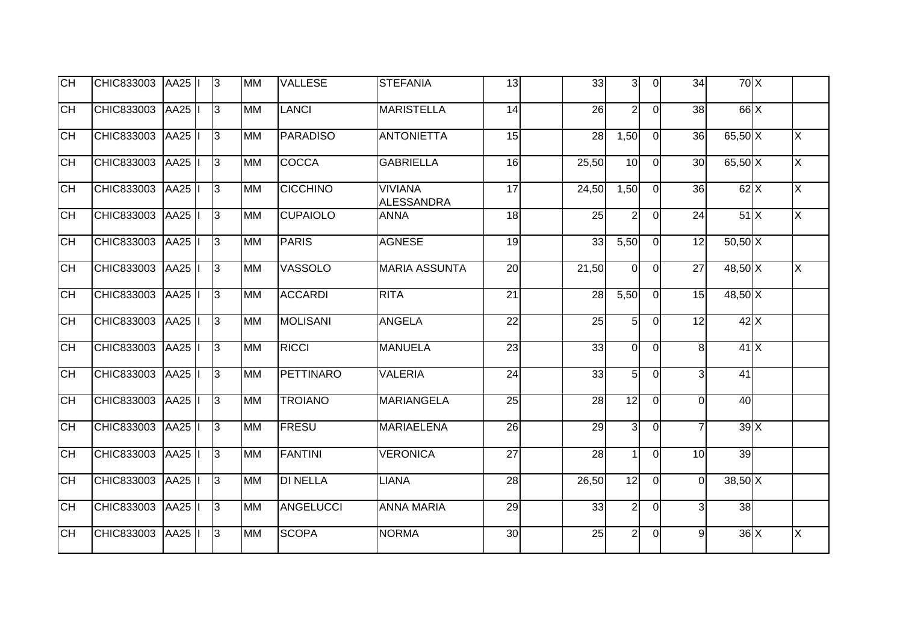| | | | | | | | | | | | | | | | | | |
|---|---|---|---|---|---|---|---|---|---|---|---|---|---|---|---|---|---|
| CH | CHIC833003 | AA25 | I | 3 | MM | VALLESE | STEFANIA | 13 | | 33 | 3 | 0 | 34 | 70 | X | | |
| CH | CHIC833003 | AA25 | I | 3 | MM | LANCI | MARISTELLA | 14 | | 26 | 2 | 0 | 38 | 66 | X | | |
| CH | CHIC833003 | AA25 | I | 3 | MM | PARADISO | ANTONIETTA | 15 | | 28 | 1,50 | 0 | 36 | 65,50 | X | | X |
| CH | CHIC833003 | AA25 | I | 3 | MM | COCCA | GABRIELLA | 16 | | 25,50 | 10 | 0 | 30 | 65,50 | X | | X |
| CH | CHIC833003 | AA25 | I | 3 | MM | CICCHINO | VIVIANA ALESSANDRA | 17 | | 24,50 | 1,50 | 0 | 36 | 62 | X | | X |
| CH | CHIC833003 | AA25 | I | 3 | MM | CUPAIOLO | ANNA | 18 | | 25 | 2 | 0 | 24 | 51 | X | | X |
| CH | CHIC833003 | AA25 | I | 3 | MM | PARIS | AGNESE | 19 | | 33 | 5,50 | 0 | 12 | 50,50 | X | | |
| CH | CHIC833003 | AA25 | I | 3 | MM | VASSOLO | MARIA ASSUNTA | 20 | | 21,50 | 0 | 0 | 27 | 48,50 | X | | X |
| CH | CHIC833003 | AA25 | I | 3 | MM | ACCARDI | RITA | 21 | | 28 | 5,50 | 0 | 15 | 48,50 | X | | |
| CH | CHIC833003 | AA25 | I | 3 | MM | MOLISANI | ANGELA | 22 | | 25 | 5 | 0 | 12 | 42 | X | | |
| CH | CHIC833003 | AA25 | I | 3 | MM | RICCI | MANUELA | 23 | | 33 | 0 | 0 | 8 | 41 | X | | |
| CH | CHIC833003 | AA25 | I | 3 | MM | PETTINARO | VALERIA | 24 | | 33 | 5 | 0 | 3 | 41 | | | |
| CH | CHIC833003 | AA25 | I | 3 | MM | TROIANO | MARIANGELA | 25 | | 28 | 12 | 0 | 0 | 40 | | | |
| CH | CHIC833003 | AA25 | I | 3 | MM | FRESU | MARIAELENA | 26 | | 29 | 3 | 0 | 7 | 39 | X | | |
| CH | CHIC833003 | AA25 | I | 3 | MM | FANTINI | VERONICA | 27 | | 28 | 1 | 0 | 10 | 39 | | | |
| CH | CHIC833003 | AA25 | I | 3 | MM | DI NELLA | LIANA | 28 | | 26,50 | 12 | 0 | 0 | 38,50 | X | | |
| CH | CHIC833003 | AA25 | I | 3 | MM | ANGELUCCI | ANNA MARIA | 29 | | 33 | 2 | 0 | 3 | 38 | | | |
| CH | CHIC833003 | AA25 | I | 3 | MM | SCOPA | NORMA | 30 | | 25 | 2 | 0 | 9 | 36 | X | | X |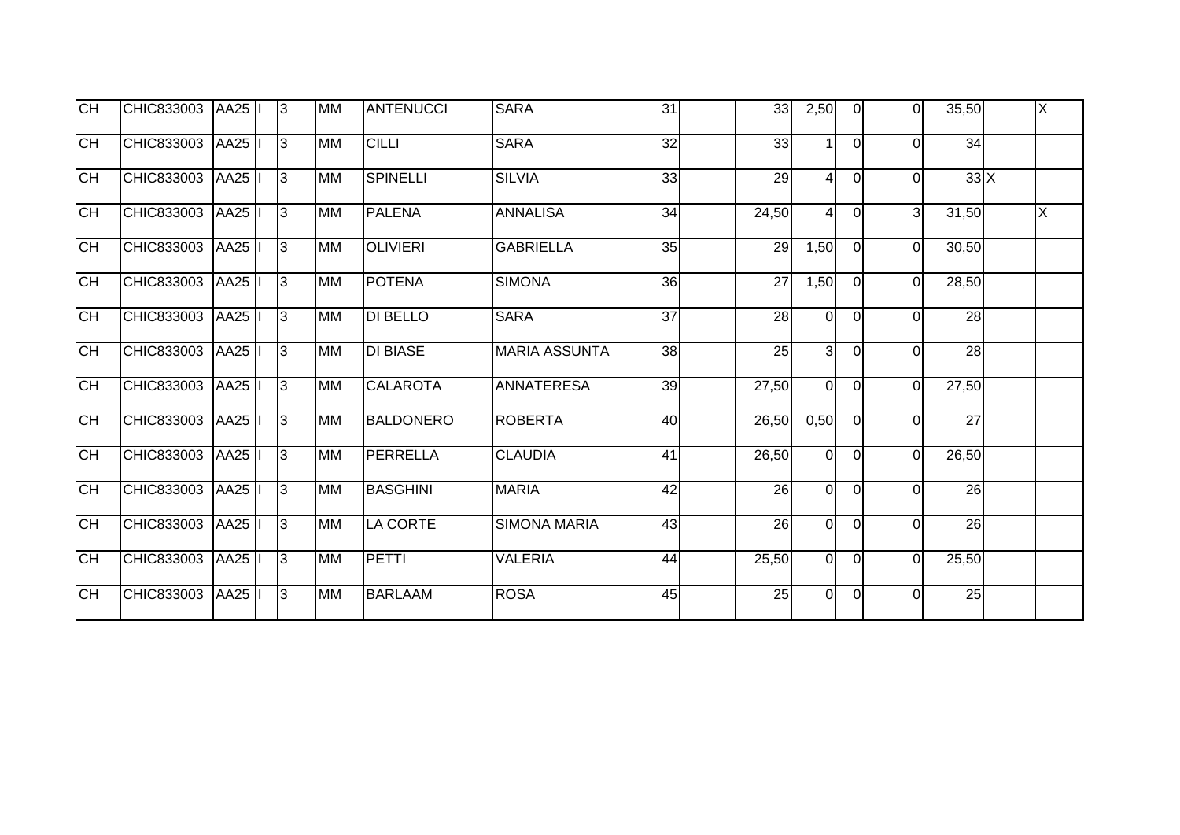| | | | | | | | | | | | | | | | | |
|---|---|---|---|---|---|---|---|---|---|---|---|---|---|---|---|---|
| CH | CHIC833003 | AA25 | I | 3 | MM | ANTENUCCI | SARA | 31 | | 33 | 2,50 | 0 | 0 | 35,50 | | X |
| CH | CHIC833003 | AA25 | I | 3 | MM | CILLI | SARA | 32 | | 33 | 1 | 0 | 0 | 34 | | |
| CH | CHIC833003 | AA25 | I | 3 | MM | SPINELLI | SILVIA | 33 | | 29 | 4 | 0 | 0 | 33 | X | |
| CH | CHIC833003 | AA25 | I | 3 | MM | PALENA | ANNALISA | 34 | | 24,50 | 4 | 0 | 3 | 31,50 | | X |
| CH | CHIC833003 | AA25 | I | 3 | MM | OLIVIERI | GABRIELLA | 35 | | 29 | 1,50 | 0 | 0 | 30,50 | | |
| CH | CHIC833003 | AA25 | I | 3 | MM | POTENA | SIMONA | 36 | | 27 | 1,50 | 0 | 0 | 28,50 | | |
| CH | CHIC833003 | AA25 | I | 3 | MM | DI BELLO | SARA | 37 | | 28 | 0 | 0 | 0 | 28 | | |
| CH | CHIC833003 | AA25 | I | 3 | MM | DI BIASE | MARIA ASSUNTA | 38 | | 25 | 3 | 0 | 0 | 28 | | |
| CH | CHIC833003 | AA25 | I | 3 | MM | CALAROTA | ANNATERESA | 39 | | 27,50 | 0 | 0 | 0 | 27,50 | | |
| CH | CHIC833003 | AA25 | I | 3 | MM | BALDONERO | ROBERTA | 40 | | 26,50 | 0,50 | 0 | 0 | 27 | | |
| CH | CHIC833003 | AA25 | I | 3 | MM | PERRELLA | CLAUDIA | 41 | | 26,50 | 0 | 0 | 0 | 26,50 | | |
| CH | CHIC833003 | AA25 | I | 3 | MM | BASGHINI | MARIA | 42 | | 26 | 0 | 0 | 0 | 26 | | |
| CH | CHIC833003 | AA25 | I | 3 | MM | LA CORTE | SIMONA MARIA | 43 | | 26 | 0 | 0 | 0 | 26 | | |
| CH | CHIC833003 | AA25 | I | 3 | MM | PETTI | VALERIA | 44 | | 25,50 | 0 | 0 | 0 | 25,50 | | |
| CH | CHIC833003 | AA25 | I | 3 | MM | BARLAAM | ROSA | 45 | | 25 | 0 | 0 | 0 | 25 | | |